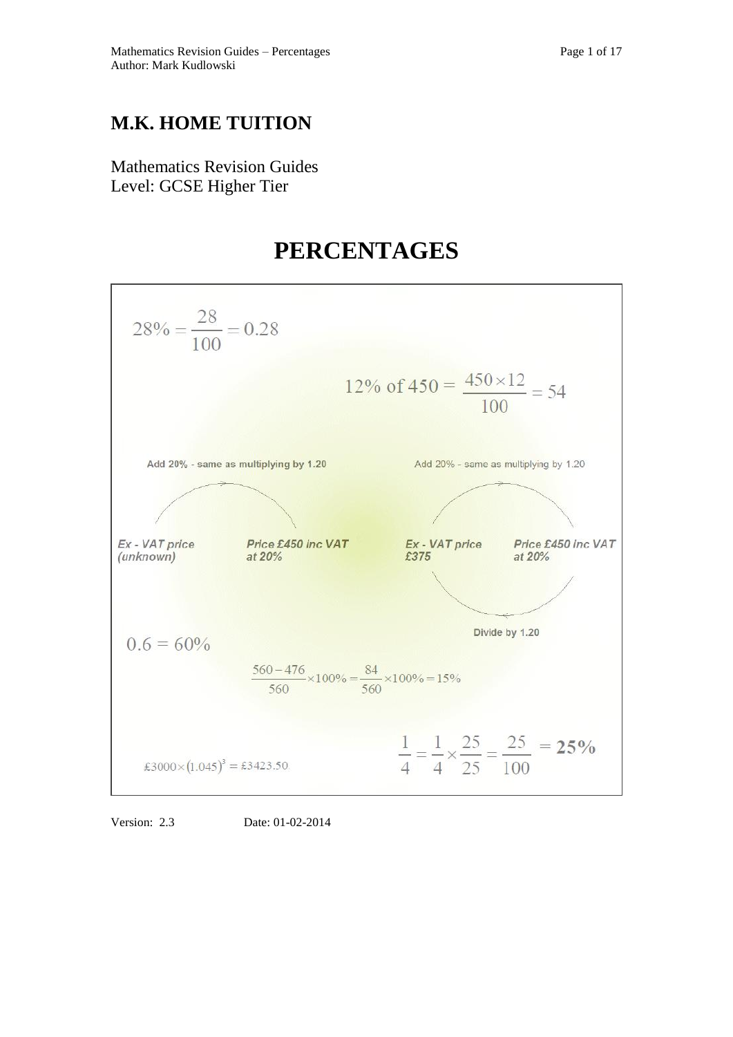# M.K. HOME TUITION

Mathematics Revision Guides
Level: GCSE Higher Tier

# PERCENTAGES

$$28\% = \frac{28}{100} = 0.28$$

$$12\% \text{ of } 450 = \frac{450 \times 12}{100} = 54$$

Add 20% - same as multiplying by 1.20

*Ex - VAT price (unknown)* → *Price £450 inc VAT at 20%*

Add 20% - same as multiplying by 1.20

*Ex - VAT price £375* → *Price £450 inc VAT at 20%*

Divide by 1.20

$$0.6 = 60\%$$

$$\frac{560 - 476}{560} \times 100\% = \frac{84}{560} \times 100\% = 15\%$$

$$£3000 \times (1.045)^3 = £3423.50$$

$$\frac{1}{4} = \frac{1}{4} \times \frac{25}{25} = \frac{25}{100} = \mathbf{25\%}$$

Version: 2.3 Date: 01-02-2014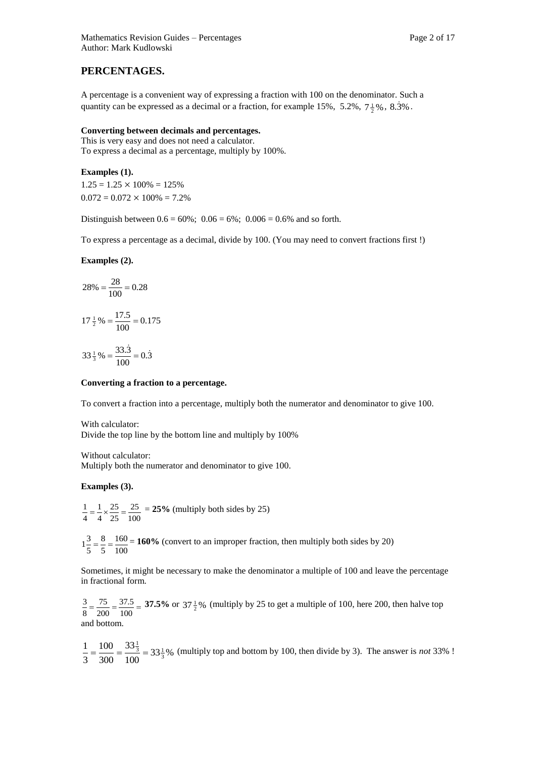# PERCENTAGES.

A percentage is a convenient way of expressing a fraction with 100 on the denominator. Such a quantity can be expressed as a decimal or a fraction, for example 15%, 5.2%, $7\frac{1}{2}\%$, $8.\dot{3}\%$.

**Converting between decimals and percentages.**
This is very easy and does not need a calculator.
To express a decimal as a percentage, multiply by 100%.

**Examples (1).**

$1.25 = 1.25 \times 100\% = 125\%$

$0.072 = 0.072 \times 100\% = 7.2\%$

Distinguish between $0.6 = 60\%$; $0.06 = 6\%$; $0.006 = 0.6\%$ and so forth.

To express a percentage as a decimal, divide by 100. (You may need to convert fractions first !)

**Examples (2).**

$$28\% = \frac{28}{100} = 0.28$$

$$17\tfrac{1}{2}\% = \frac{17.5}{100} = 0.175$$

$$33\tfrac{1}{3}\% = \frac{33.\dot{3}}{100} = 0.\dot{3}$$

**Converting a fraction to a percentage.**

To convert a fraction into a percentage, multiply both the numerator and denominator to give 100.

With calculator:
Divide the top line by the bottom line and multiply by 100%

Without calculator:
Multiply both the numerator and denominator to give 100.

**Examples (3).**

$\frac{1}{4} = \frac{1}{4} \times \frac{25}{25} = \frac{25}{100}$ = **25%** (multiply both sides by 25)

$1\frac{3}{5} = \frac{8}{5} = \frac{160}{100}$ = **160%** (convert to an improper fraction, then multiply both sides by 20)

Sometimes, it might be necessary to make the denominator a multiple of 100 and leave the percentage in fractional form.

$\frac{3}{8} = \frac{75}{200} = \frac{37.5}{100} =$ **37.5%** or $37\frac{1}{2}\%$ (multiply by 25 to get a multiple of 100, here 200, then halve top and bottom.

$\frac{1}{3} = \frac{100}{300} = \frac{33\frac{1}{3}}{100} = 33\frac{1}{3}\%$ (multiply top and bottom by 100, then divide by 3). The answer is *not* 33% !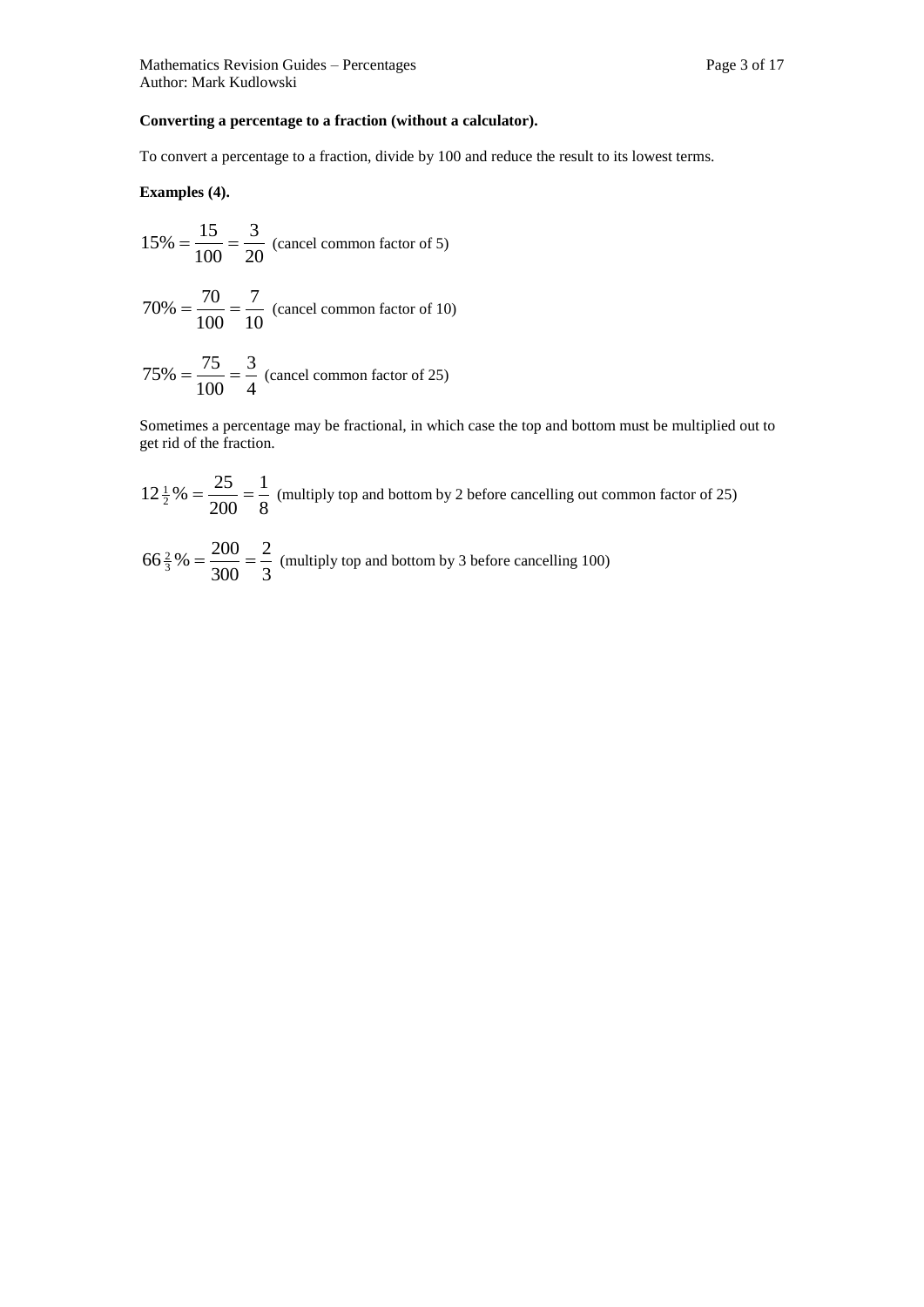**Converting a percentage to a fraction (without a calculator).**

To convert a percentage to a fraction, divide by 100 and reduce the result to its lowest terms.

**Examples (4).**

$15\% = \frac{15}{100} = \frac{3}{20}$ (cancel common factor of 5)

$70\% = \frac{70}{100} = \frac{7}{10}$ (cancel common factor of 10)

$75\% = \frac{75}{100} = \frac{3}{4}$ (cancel common factor of 25)

Sometimes a percentage may be fractional, in which case the top and bottom must be multiplied out to get rid of the fraction.

$12\tfrac{1}{2}\% = \frac{25}{200} = \frac{1}{8}$ (multiply top and bottom by 2 before cancelling out common factor of 25)

$66\tfrac{2}{3}\% = \frac{200}{300} = \frac{2}{3}$ (multiply top and bottom by 3 before cancelling 100)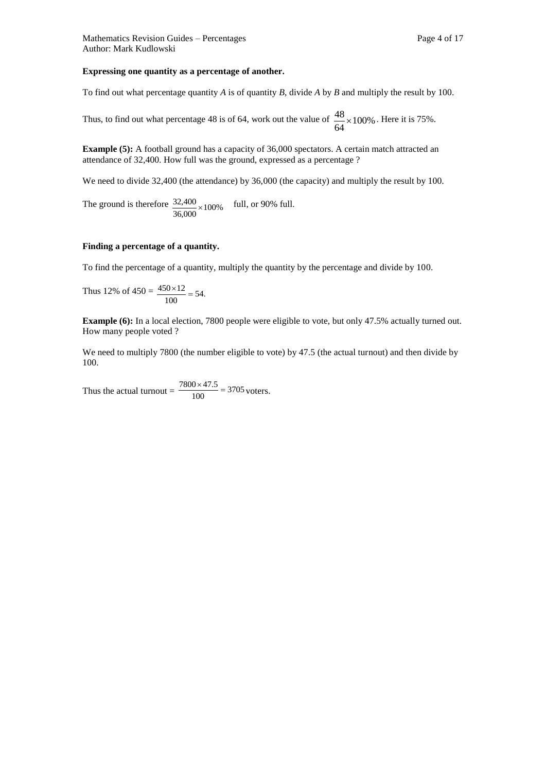**Expressing one quantity as a percentage of another.**

To find out what percentage quantity $A$ is of quantity $B$, divide $A$ by $B$ and multiply the result by 100.

Thus, to find out what percentage 48 is of 64, work out the value of $\frac{48}{64} \times 100\%$. Here it is 75%.

**Example (5):** A football ground has a capacity of 36,000 spectators. A certain match attracted an attendance of 32,400. How full was the ground, expressed as a percentage ?

We need to divide 32,400 (the attendance) by 36,000 (the capacity) and multiply the result by 100.

The ground is therefore $\frac{32{,}400}{36{,}000} \times 100\%$ full, or 90% full.

**Finding a percentage of a quantity.**

To find the percentage of a quantity, multiply the quantity by the percentage and divide by 100.

Thus 12% of 450 = $\frac{450 \times 12}{100} = 54$.

**Example (6):** In a local election, 7800 people were eligible to vote, but only 47.5% actually turned out. How many people voted ?

We need to multiply 7800 (the number eligible to vote) by 47.5 (the actual turnout) and then divide by 100.

Thus the actual turnout = $\frac{7800 \times 47.5}{100} = 3705$ voters.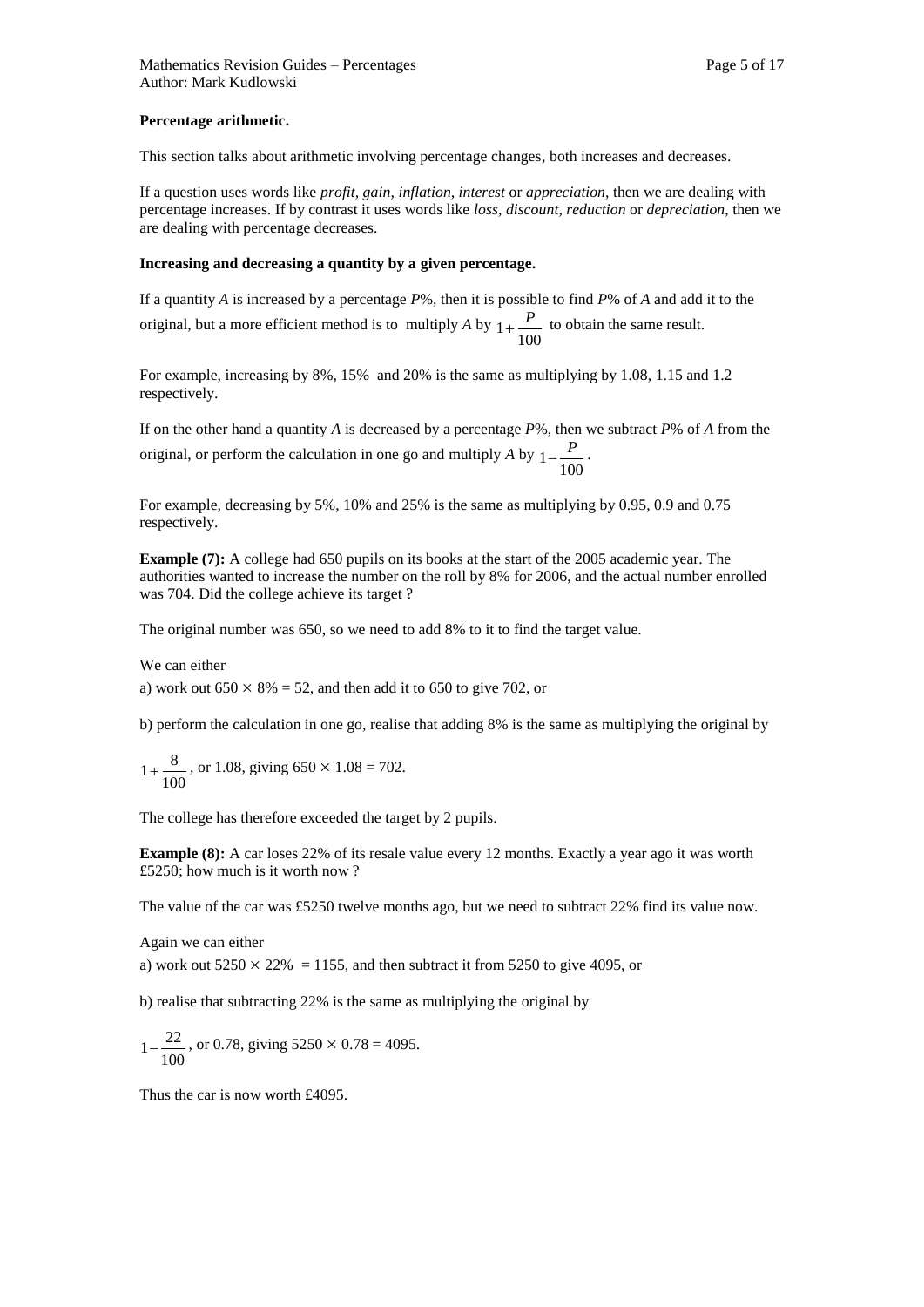**Percentage arithmetic.**

This section talks about arithmetic involving percentage changes, both increases and decreases.

If a question uses words like *profit, gain, inflation, interest* or *appreciation*, then we are dealing with percentage increases. If by contrast it uses words like *loss, discount, reduction* or *depreciation*, then we are dealing with percentage decreases.

**Increasing and decreasing a quantity by a given percentage.**

If a quantity $A$ is increased by a percentage $P$%, then it is possible to find $P$% of $A$ and add it to the original, but a more efficient method is to multiply $A$ by $1+\frac{P}{100}$ to obtain the same result.

For example, increasing by 8%, 15% and 20% is the same as multiplying by 1.08, 1.15 and 1.2 respectively.

If on the other hand a quantity $A$ is decreased by a percentage $P$%, then we subtract $P$% of $A$ from the original, or perform the calculation in one go and multiply $A$ by $1-\frac{P}{100}$.

For example, decreasing by 5%, 10% and 25% is the same as multiplying by 0.95, 0.9 and 0.75 respectively.

**Example (7):** A college had 650 pupils on its books at the start of the 2005 academic year. The authorities wanted to increase the number on the roll by 8% for 2006, and the actual number enrolled was 704. Did the college achieve its target ?

The original number was 650, so we need to add 8% to it to find the target value.

We can either

a) work out $650 \times 8\% = 52$, and then add it to 650 to give 702, or

b) perform the calculation in one go, realise that adding 8% is the same as multiplying the original by

$1+\frac{8}{100}$, or 1.08, giving $650 \times 1.08 = 702$.

The college has therefore exceeded the target by 2 pupils.

**Example (8):** A car loses 22% of its resale value every 12 months. Exactly a year ago it was worth £5250; how much is it worth now ?

The value of the car was £5250 twelve months ago, but we need to subtract 22% find its value now.

Again we can either

a) work out $5250 \times 22\% = 1155$, and then subtract it from 5250 to give 4095, or

b) realise that subtracting 22% is the same as multiplying the original by

$1-\frac{22}{100}$, or 0.78, giving $5250 \times 0.78 = 4095$.

Thus the car is now worth £4095.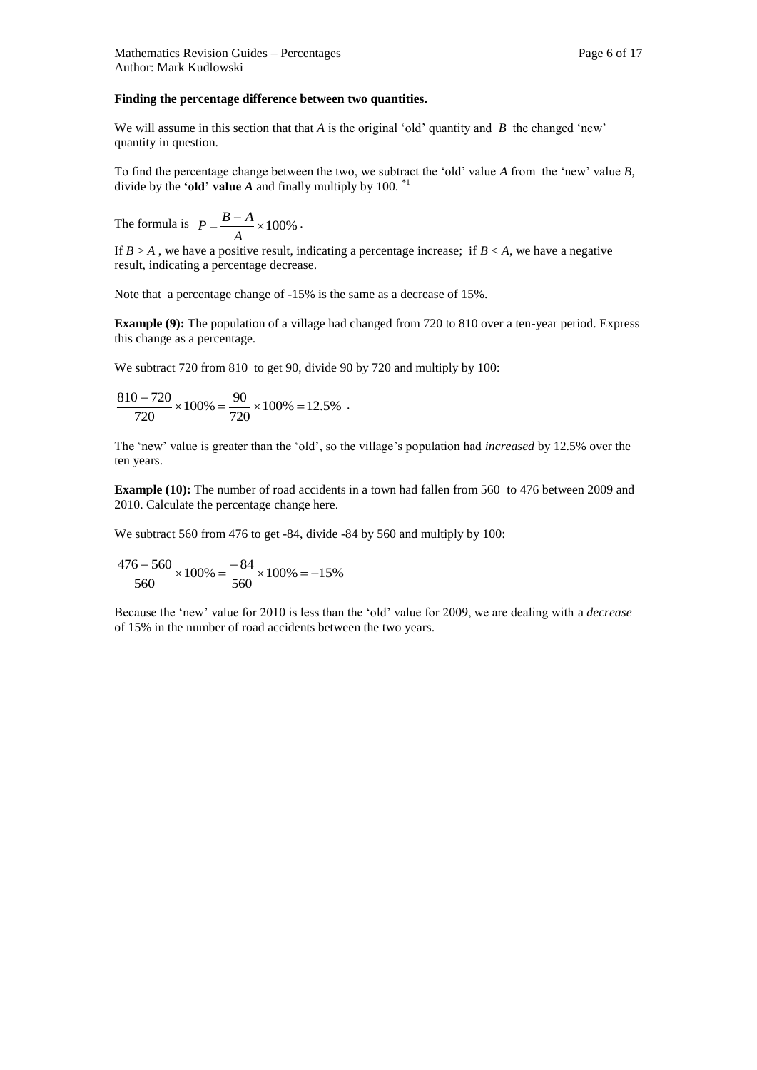**Finding the percentage difference between two quantities.**

We will assume in this section that that $A$ is the original 'old' quantity and $B$ the changed 'new' quantity in question.

To find the percentage change between the two, we subtract the 'old' value $A$ from the 'new' value $B$, divide by the **'old' value $A$** and finally multiply by 100. [*1]

The formula is $P = \frac{B - A}{A} \times 100\%$.

If $B > A$, we have a positive result, indicating a percentage increase; if $B < A$, we have a negative result, indicating a percentage decrease.

Note that a percentage change of -15% is the same as a decrease of 15%.

**Example (9):** The population of a village had changed from 720 to 810 over a ten-year period. Express this change as a percentage.

We subtract 720 from 810 to get 90, divide 90 by 720 and multiply by 100:

$$\frac{810 - 720}{720} \times 100\% = \frac{90}{720} \times 100\% = 12.5\% .$$

The 'new' value is greater than the 'old', so the village's population had *increased* by 12.5% over the ten years.

**Example (10):** The number of road accidents in a town had fallen from 560 to 476 between 2009 and 2010. Calculate the percentage change here.

We subtract 560 from 476 to get -84, divide -84 by 560 and multiply by 100:

$$\frac{476 - 560}{560} \times 100\% = \frac{-84}{560} \times 100\% = -15\%$$

Because the 'new' value for 2010 is less than the 'old' value for 2009, we are dealing with a *decrease* of 15% in the number of road accidents between the two years.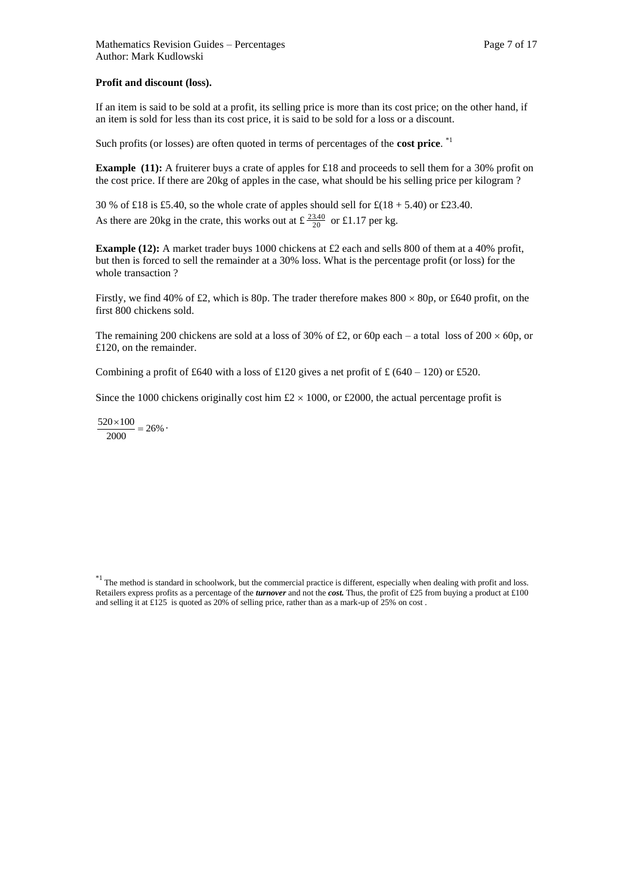**Profit and discount (loss).**

If an item is said to be sold at a profit, its selling price is more than its cost price; on the other hand, if an item is sold for less than its cost price, it is said to be sold for a loss or a discount.

Such profits (or losses) are often quoted in terms of percentages of the **cost price**. [*1]

**Example (11):** A fruiterer buys a crate of apples for £18 and proceeds to sell them for a 30% profit on the cost price. If there are 20kg of apples in the case, what should be his selling price per kilogram ?

30 % of £18 is £5.40, so the whole crate of apples should sell for £(18 + 5.40) or £23.40.
As there are 20kg in the crate, this works out at £ $\frac{23.40}{20}$ or £1.17 per kg.

**Example (12):** A market trader buys 1000 chickens at £2 each and sells 800 of them at a 40% profit, but then is forced to sell the remainder at a 30% loss. What is the percentage profit (or loss) for the whole transaction ?

Firstly, we find 40% of £2, which is 80p. The trader therefore makes $800 \times 80$p, or £640 profit, on the first 800 chickens sold.

The remaining 200 chickens are sold at a loss of 30% of £2, or 60p each – a total loss of $200 \times 60$p, or £120, on the remainder.

Combining a profit of £640 with a loss of £120 gives a net profit of £ (640 – 120) or £520.

Since the 1000 chickens originally cost him £$2 \times 1000$, or £2000, the actual percentage profit is

$$\frac{520 \times 100}{2000} = 26\%.$$

[*1] The method is standard in schoolwork, but the commercial practice is different, especially when dealing with profit and loss. Retailers express profits as a percentage of the ***turnover*** and not the ***cost.*** Thus, the profit of £25 from buying a product at £100 and selling it at £125 is quoted as 20% of selling price, rather than as a mark-up of 25% on cost .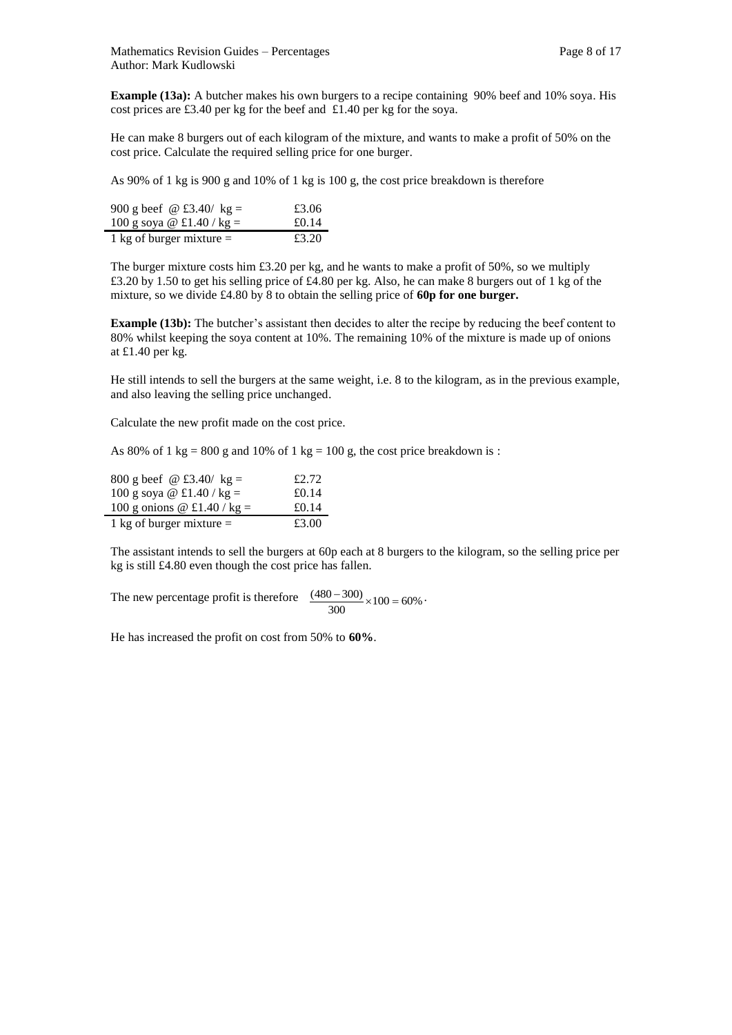**Example (13a):** A butcher makes his own burgers to a recipe containing 90% beef and 10% soya. His cost prices are £3.40 per kg for the beef and £1.40 per kg for the soya.

He can make 8 burgers out of each kilogram of the mixture, and wants to make a profit of 50% on the cost price. Calculate the required selling price for one burger.

As 90% of 1 kg is 900 g and 10% of 1 kg is 100 g, the cost price breakdown is therefore

| | |
|---|---|
| 900 g beef @ £3.40/ kg = | £3.06 |
| 100 g soya @ £1.40 / kg = | £0.14 |
| 1 kg of burger mixture = | £3.20 |

The burger mixture costs him £3.20 per kg, and he wants to make a profit of 50%, so we multiply £3.20 by 1.50 to get his selling price of £4.80 per kg. Also, he can make 8 burgers out of 1 kg of the mixture, so we divide £4.80 by 8 to obtain the selling price of **60p for one burger.**

**Example (13b):** The butcher's assistant then decides to alter the recipe by reducing the beef content to 80% whilst keeping the soya content at 10%. The remaining 10% of the mixture is made up of onions at £1.40 per kg.

He still intends to sell the burgers at the same weight, i.e. 8 to the kilogram, as in the previous example, and also leaving the selling price unchanged.

Calculate the new profit made on the cost price.

As 80% of 1 kg = 800 g and 10% of 1 kg = 100 g, the cost price breakdown is :

| | |
|---|---|
| 800 g beef @ £3.40/ kg = | £2.72 |
| 100 g soya @ £1.40 / kg = | £0.14 |
| 100 g onions @ £1.40 / kg = | £0.14 |
| 1 kg of burger mixture = | £3.00 |

The assistant intends to sell the burgers at 60p each at 8 burgers to the kilogram, so the selling price per kg is still £4.80 even though the cost price has fallen.

The new percentage profit is therefore $\frac{(480-300)}{300} \times 100 = 60\%$.

He has increased the profit on cost from 50% to **60%**.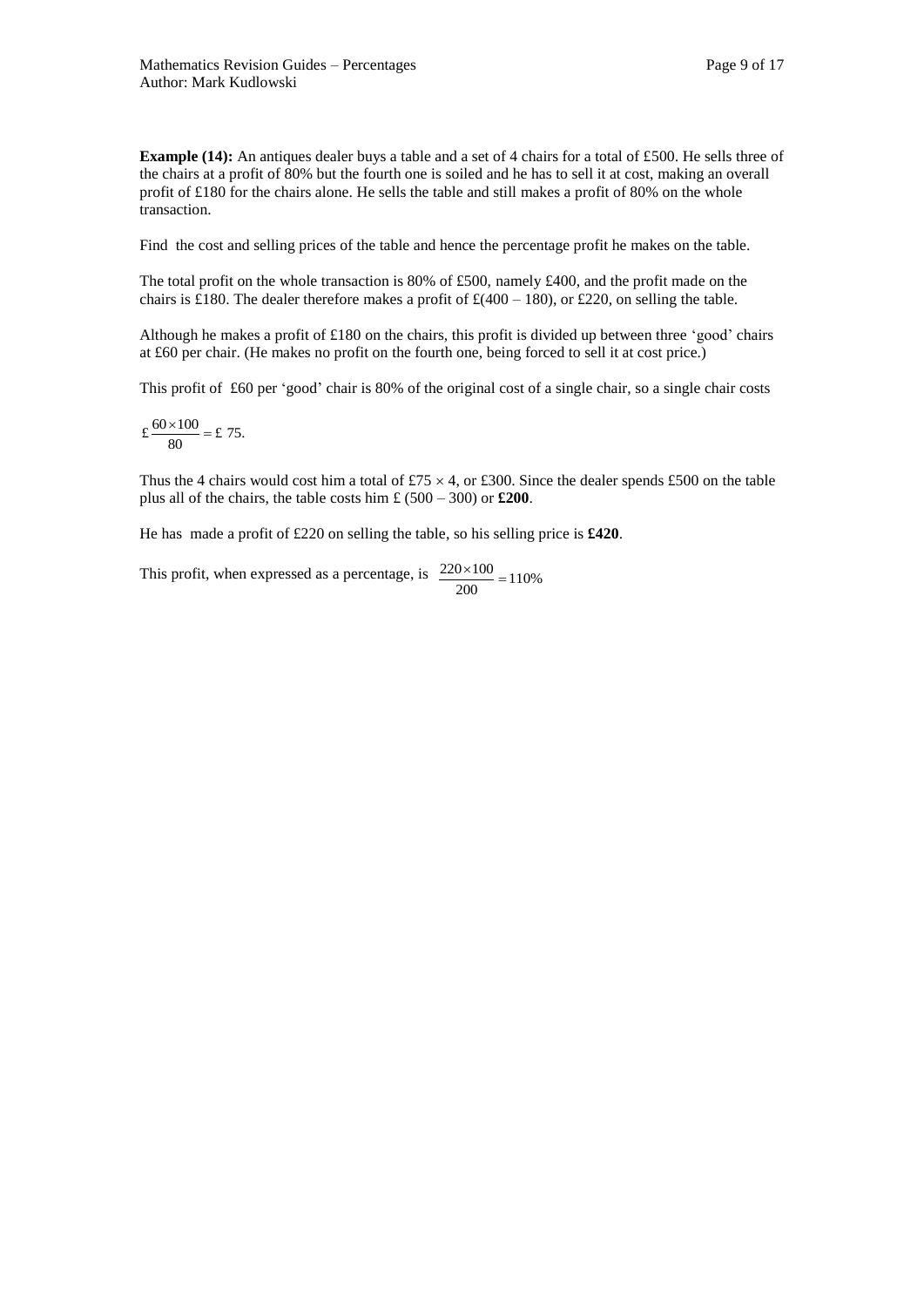**Example (14):** An antiques dealer buys a table and a set of 4 chairs for a total of £500. He sells three of the chairs at a profit of 80% but the fourth one is soiled and he has to sell it at cost, making an overall profit of £180 for the chairs alone. He sells the table and still makes a profit of 80% on the whole transaction.

Find the cost and selling prices of the table and hence the percentage profit he makes on the table.

The total profit on the whole transaction is 80% of £500, namely £400, and the profit made on the chairs is £180. The dealer therefore makes a profit of £(400 – 180), or £220, on selling the table.

Although he makes a profit of £180 on the chairs, this profit is divided up between three 'good' chairs at £60 per chair. (He makes no profit on the fourth one, being forced to sell it at cost price.)

This profit of £60 per 'good' chair is 80% of the original cost of a single chair, so a single chair costs

$$\pounds\frac{60 \times 100}{80} = \pounds\ 75.$$

Thus the 4 chairs would cost him a total of £75 × 4, or £300. Since the dealer spends £500 on the table plus all of the chairs, the table costs him £ (500 – 300) or **£200**.

He has made a profit of £220 on selling the table, so his selling price is **£420**.

This profit, when expressed as a percentage, is $\frac{220 \times 100}{200} = 110\%$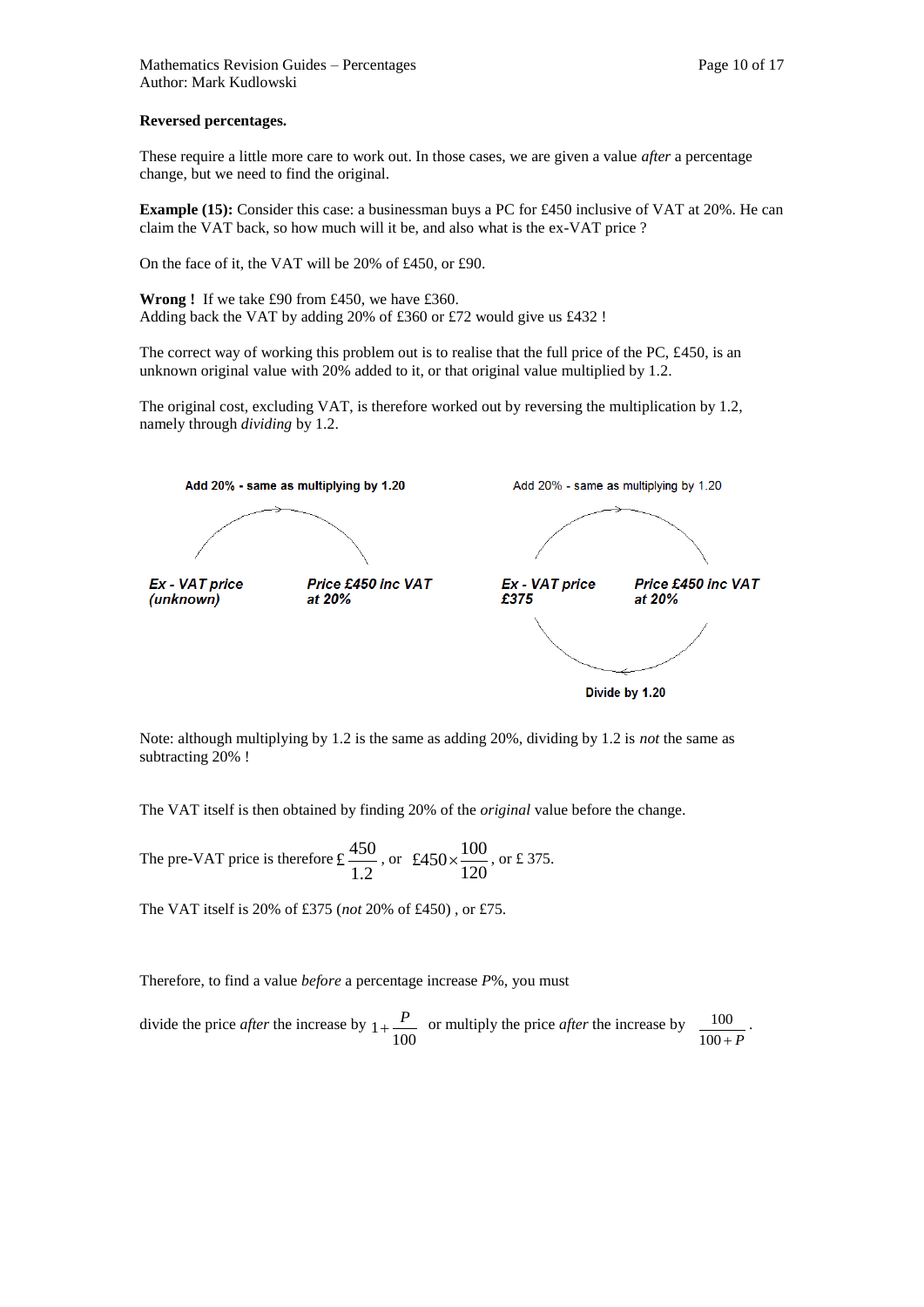**Reversed percentages.**

These require a little more care to work out. In those cases, we are given a value *after* a percentage change, but we need to find the original.

**Example (15):** Consider this case: a businessman buys a PC for £450 inclusive of VAT at 20%. He can claim the VAT back, so how much will it be, and also what is the ex-VAT price ?

On the face of it, the VAT will be 20% of £450, or £90.

**Wrong !** If we take £90 from £450, we have £360.
Adding back the VAT by adding 20% of £360 or £72 would give us £432 !

The correct way of working this problem out is to realise that the full price of the PC, £450, is an unknown original value with 20% added to it, or that original value multiplied by 1.2.

The original cost, excluding VAT, is therefore worked out by reversing the multiplication by 1.2, namely through *dividing* by 1.2.

**Add 20% - same as multiplying by 1.20**

***Ex - VAT price (unknown)*** → ***Price £450 inc VAT at 20%***

Add 20% - same as multiplying by 1.20

***Ex - VAT price £375*** → ***Price £450 inc VAT at 20%***

**Divide by 1.20**

Note: although multiplying by 1.2 is the same as adding 20%, dividing by 1.2 is *not* the same as subtracting 20% !

The VAT itself is then obtained by finding 20% of the *original* value before the change.

The pre-VAT price is therefore £ $\frac{450}{1.2}$, or $£450 \times \frac{100}{120}$, or £ 375.

The VAT itself is 20% of £375 (*not* 20% of £450) , or £75.

Therefore, to find a value *before* a percentage increase *P*%, you must

divide the price *after* the increase by $1 + \frac{P}{100}$ or multiply the price *after* the increase by $\frac{100}{100+P}$.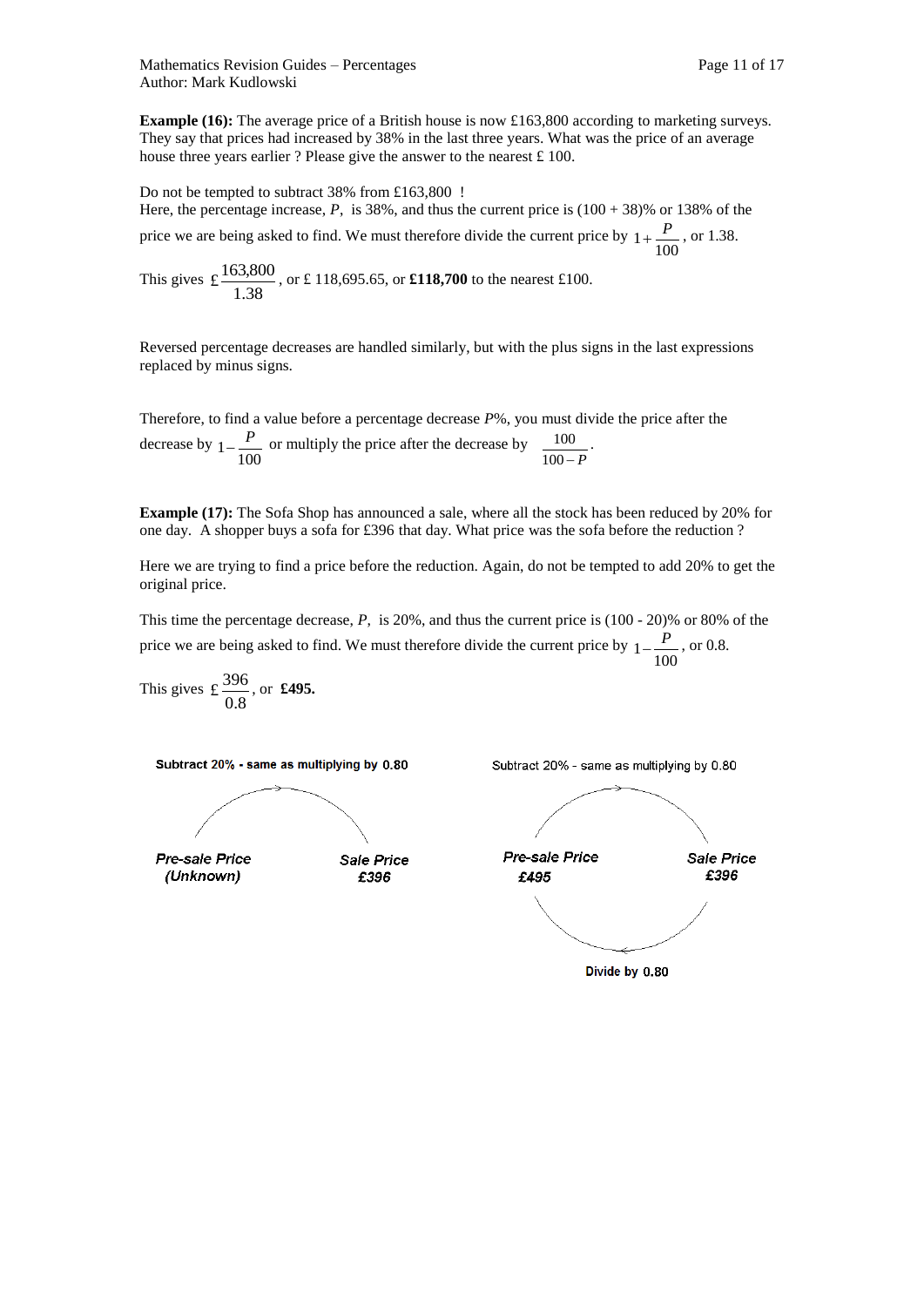**Example (16):** The average price of a British house is now £163,800 according to marketing surveys. They say that prices had increased by 38% in the last three years. What was the price of an average house three years earlier ? Please give the answer to the nearest £ 100.

Do not be tempted to subtract 38% from £163,800 !
Here, the percentage increase, $P$, is 38%, and thus the current price is (100 + 38)% or 138% of the price we are being asked to find. We must therefore divide the current price by $1 + \frac{P}{100}$, or 1.38.

This gives £$\frac{163{,}800}{1.38}$, or £ 118,695.65, or **£118,700** to the nearest £100.

Reversed percentage decreases are handled similarly, but with the plus signs in the last expressions replaced by minus signs.

Therefore, to find a value before a percentage decrease $P$%, you must divide the price after the decrease by $1 - \frac{P}{100}$ or multiply the price after the decrease by $\frac{100}{100 - P}$.

**Example (17):** The Sofa Shop has announced a sale, where all the stock has been reduced by 20% for one day. A shopper buys a sofa for £396 that day. What price was the sofa before the reduction ?

Here we are trying to find a price before the reduction. Again, do not be tempted to add 20% to get the original price.

This time the percentage decrease, $P$, is 20%, and thus the current price is (100 - 20)% or 80% of the price we are being asked to find. We must therefore divide the current price by $1 - \frac{P}{100}$, or 0.8.

This gives £$\frac{396}{0.8}$, or **£495.**

**Subtract 20% - same as multiplying by 0.80**

*Pre-sale Price (Unknown)* → *Sale Price £396*

Subtract 20% - same as multiplying by 0.80

*Pre-sale Price £495* → *Sale Price £396*

**Divide by 0.80**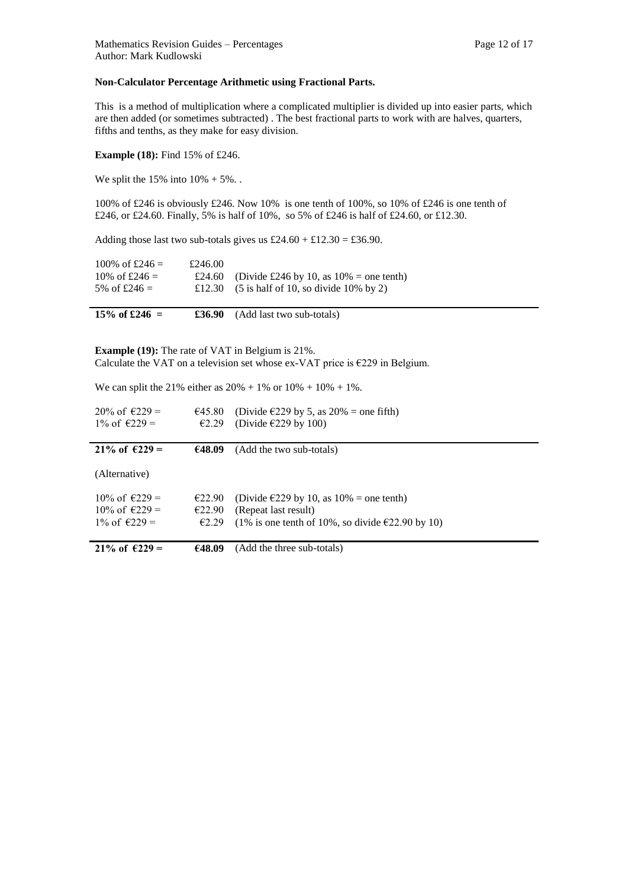**Non-Calculator Percentage Arithmetic using Fractional Parts.**

This is a method of multiplication where a complicated multiplier is divided up into easier parts, which are then added (or sometimes subtracted) . The best fractional parts to work with are halves, quarters, fifths and tenths, as they make for easy division.

**Example (18):** Find 15% of £246.

We split the 15% into 10% + 5%. .

100% of £246 is obviously £246. Now 10% is one tenth of 100%, so 10% of £246 is one tenth of £246, or £24.60. Finally, 5% is half of 10%, so 5% of £246 is half of £24.60, or £12.30.

Adding those last two sub-totals gives us £24.60 + £12.30 = £36.90.

| | | |
|---|---|---|
| 100% of £246 = | £246.00 | |
| 10% of £246 = | £24.60 | (Divide £246 by 10, as 10% = one tenth) |
| 5% of £246 = | £12.30 | (5 is half of 10, so divide 10% by 2) |
| **15% of £246 =** | **£36.90** | (Add last two sub-totals) |

**Example (19):** The rate of VAT in Belgium is 21%.
Calculate the VAT on a television set whose ex-VAT price is €229 in Belgium.

We can split the 21% either as 20% + 1% or 10% + 10% + 1%.

| | | |
|---|---|---|
| 20% of €229 = | €45.80 | (Divide €229 by 5, as 20% = one fifth) |
| 1% of €229 = | €2.29 | (Divide €229 by 100) |
| **21% of €229 =** | **€48.09** | (Add the two sub-totals) |

(Alternative)

| | | |
|---|---|---|
| 10% of €229 = | €22.90 | (Divide €229 by 10, as 10% = one tenth) |
| 10% of €229 = | €22.90 | (Repeat last result) |
| 1% of €229 = | €2.29 | (1% is one tenth of 10%, so divide €22.90 by 10) |
| **21% of €229 =** | **€48.09** | (Add the three sub-totals) |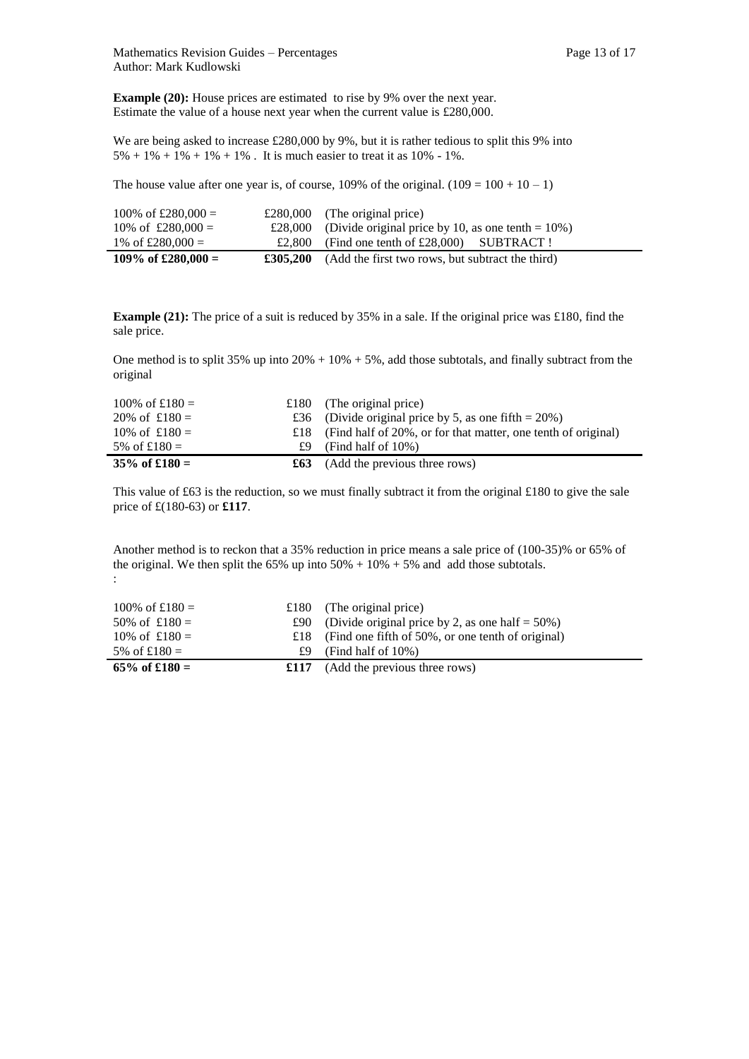**Example (20):** House prices are estimated to rise by 9% over the next year. Estimate the value of a house next year when the current value is £280,000.

We are being asked to increase £280,000 by 9%, but it is rather tedious to split this 9% into 5% + 1% + 1% + 1% + 1% . It is much easier to treat it as 10% - 1%.

The house value after one year is, of course, 109% of the original. (109 = 100 + 10 – 1)

| | | |
|---|---|---|
| 100% of £280,000 = | £280,000 | (The original price) |
| 10% of £280,000 = | £28,000 | (Divide original price by 10, as one tenth = 10%) |
| 1% of £280,000 = | £2,800 | (Find one tenth of £28,000) SUBTRACT ! |
| **109% of £280,000 =** | **£305,200** | (Add the first two rows, but subtract the third) |

**Example (21):** The price of a suit is reduced by 35% in a sale. If the original price was £180, find the sale price.

One method is to split 35% up into 20% + 10% + 5%, add those subtotals, and finally subtract from the original

| | | |
|---|---|---|
| 100% of £180 = | £180 | (The original price) |
| 20% of £180 = | £36 | (Divide original price by 5, as one fifth = 20%) |
| 10% of £180 = | £18 | (Find half of 20%, or for that matter, one tenth of original) |
| 5% of £180 = | £9 | (Find half of 10%) |
| **35% of £180 =** | **£63** | (Add the previous three rows) |

This value of £63 is the reduction, so we must finally subtract it from the original £180 to give the sale price of £(180-63) or **£117**.

Another method is to reckon that a 35% reduction in price means a sale price of (100-35)% or 65% of the original. We then split the 65% up into 50% + 10% + 5% and add those subtotals.
:

| | | |
|---|---|---|
| 100% of £180 = | £180 | (The original price) |
| 50% of £180 = | £90 | (Divide original price by 2, as one half = 50%) |
| 10% of £180 = | £18 | (Find one fifth of 50%, or one tenth of original) |
| 5% of £180 = | £9 | (Find half of 10%) |
| **65% of £180 =** | **£117** | (Add the previous three rows) |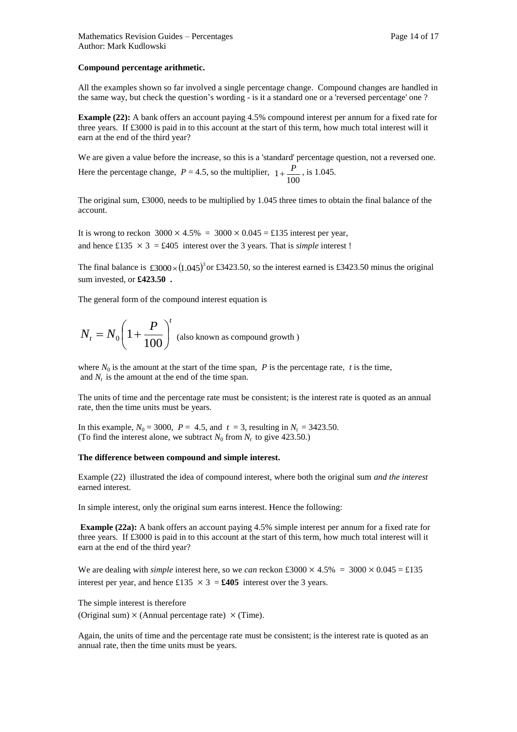**Compound percentage arithmetic.**

All the examples shown so far involved a single percentage change. Compound changes are handled in the same way, but check the question's wording - is it a standard one or a 'reversed percentage' one ?

**Example (22):** A bank offers an account paying 4.5% compound interest per annum for a fixed rate for three years. If £3000 is paid in to this account at the start of this term, how much total interest will it earn at the end of the third year?

We are given a value before the increase, so this is a 'standard' percentage question, not a reversed one. Here the percentage change, $P = 4.5$, so the multiplier, $1 + \frac{P}{100}$, is 1.045.

The original sum, £3000, needs to be multiplied by 1.045 three times to obtain the final balance of the account.

It is wrong to reckon $3000 \times 4.5\% = 3000 \times 0.045 =$ £135 interest per year, and hence £135 $\times 3 =$ £405 interest over the 3 years. That is *simple* interest !

The final balance is £$3000 \times (1.045)^3$ or £3423.50, so the interest earned is £3423.50 minus the original sum invested, or **£423.50 .**

The general form of the compound interest equation is

$$N_t = N_0 \left(1 + \frac{P}{100}\right)^t \text{ (also known as compound growth )}$$

where $N_0$ is the amount at the start of the time span, $P$ is the percentage rate, $t$ is the time, and $N_t$ is the amount at the end of the time span.

The units of time and the percentage rate must be consistent; is the interest rate is quoted as an annual rate, then the time units must be years.

In this example, $N_0 = 3000$, $P = 4.5$, and $t = 3$, resulting in $N_t = 3423.50$.
(To find the interest alone, we subtract $N_0$ from $N_t$ to give 423.50.)

**The difference between compound and simple interest.**

Example (22) illustrated the idea of compound interest, where both the original sum *and the interest* earned interest.

In simple interest, only the original sum earns interest. Hence the following:

**Example (22a):** A bank offers an account paying 4.5% simple interest per annum for a fixed rate for three years. If £3000 is paid in to this account at the start of this term, how much total interest will it earn at the end of the third year?

We are dealing with *simple* interest here, so we *can* reckon £3000 $\times$ 4.5% $= 3000 \times 0.045 =$ £135 interest per year, and hence £135 $\times 3 =$ **£405** interest over the 3 years.

The simple interest is therefore
(Original sum) $\times$ (Annual percentage rate) $\times$ (Time).

Again, the units of time and the percentage rate must be consistent; is the interest rate is quoted as an annual rate, then the time units must be years.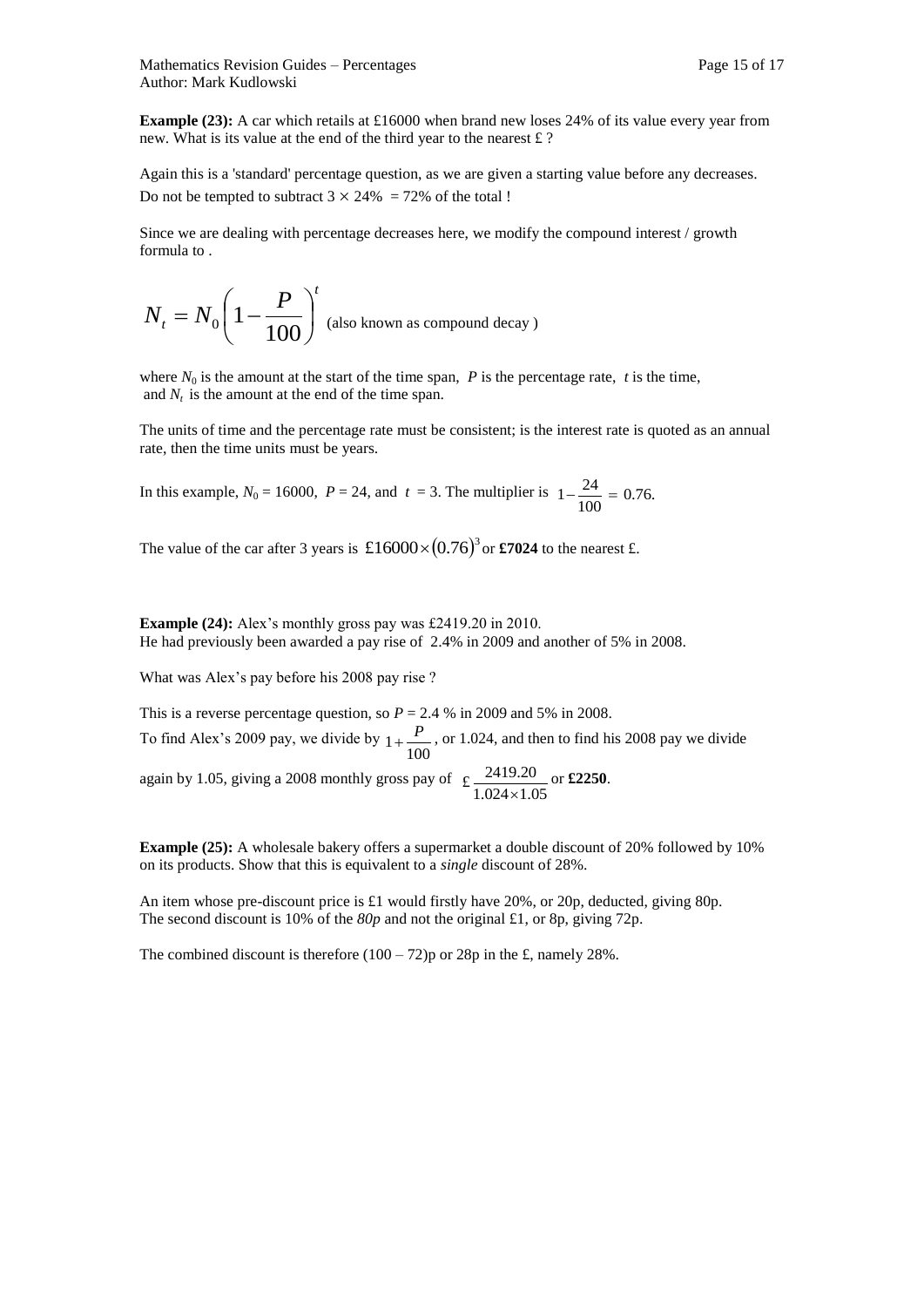**Example (23):** A car which retails at £16000 when brand new loses 24% of its value every year from new. What is its value at the end of the third year to the nearest £ ?

Again this is a 'standard' percentage question, as we are given a starting value before any decreases. Do not be tempted to subtract $3 \times 24\% = 72\%$ of the total !

Since we are dealing with percentage decreases here, we modify the compound interest / growth formula to .

$$N_t = N_0 \left(1 - \frac{P}{100}\right)^t$$ (also known as compound decay )

where $N_0$ is the amount at the start of the time span, $P$ is the percentage rate, $t$ is the time, and $N_t$ is the amount at the end of the time span.

The units of time and the percentage rate must be consistent; is the interest rate is quoted as an annual rate, then the time units must be years.

In this example, $N_0 = 16000$, $P = 24$, and $t = 3$. The multiplier is $1 - \frac{24}{100} = 0.76$.

The value of the car after 3 years is $£16000 \times (0.76)^3$ or **£7024** to the nearest £.

**Example (24):** Alex's monthly gross pay was £2419.20 in 2010.
He had previously been awarded a pay rise of 2.4% in 2009 and another of 5% in 2008.

What was Alex's pay before his 2008 pay rise ?

This is a reverse percentage question, so $P = 2.4$ % in 2009 and 5% in 2008.
To find Alex's 2009 pay, we divide by $1 + \frac{P}{100}$, or 1.024, and then to find his 2008 pay we divide again by 1.05, giving a 2008 monthly gross pay of £ $\frac{2419.20}{1.024 \times 1.05}$ or **£2250**.

**Example (25):** A wholesale bakery offers a supermarket a double discount of 20% followed by 10% on its products. Show that this is equivalent to a *single* discount of 28%.

An item whose pre-discount price is £1 would firstly have 20%, or 20p, deducted, giving 80p.
The second discount is 10% of the *80p* and not the original £1, or 8p, giving 72p.

The combined discount is therefore (100 – 72)p or 28p in the £, namely 28%.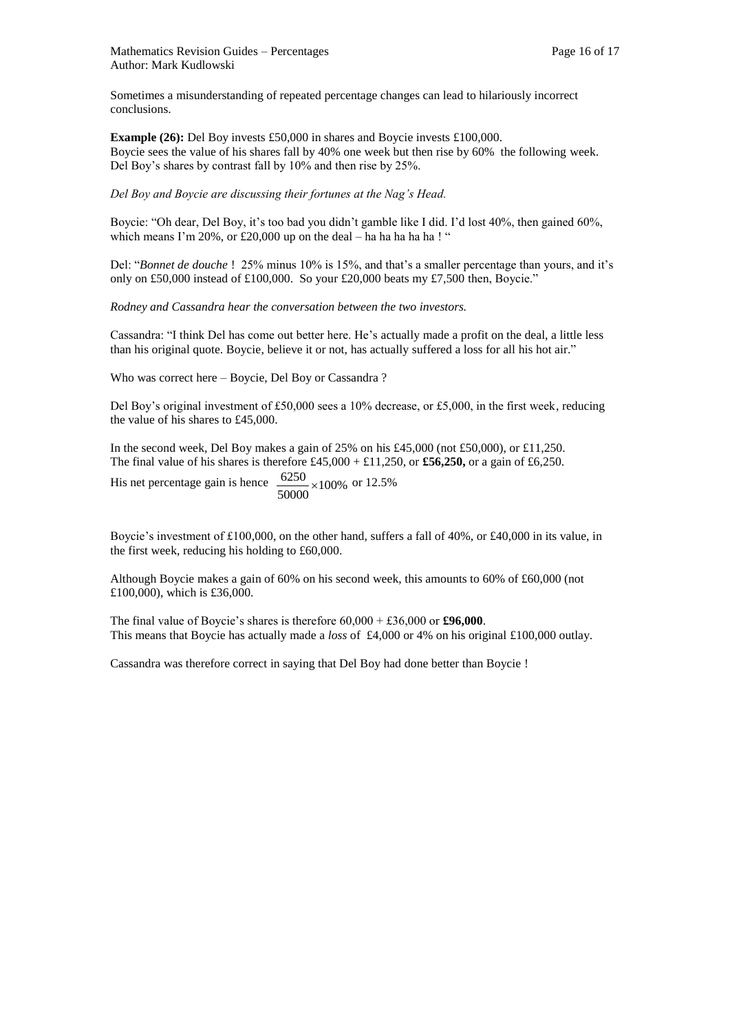Sometimes a misunderstanding of repeated percentage changes can lead to hilariously incorrect conclusions.

**Example (26):** Del Boy invests £50,000 in shares and Boycie invests £100,000.
Boycie sees the value of his shares fall by 40% one week but then rise by 60% the following week.
Del Boy's shares by contrast fall by 10% and then rise by 25%.

*Del Boy and Boycie are discussing their fortunes at the Nag's Head.*

Boycie: "Oh dear, Del Boy, it's too bad you didn't gamble like I did. I'd lost 40%, then gained 60%, which means I'm 20%, or £20,000 up on the deal – ha ha ha ha ha ! "

Del: "*Bonnet de douche* ! 25% minus 10% is 15%, and that's a smaller percentage than yours, and it's only on £50,000 instead of £100,000. So your £20,000 beats my £7,500 then, Boycie."

*Rodney and Cassandra hear the conversation between the two investors.*

Cassandra: "I think Del has come out better here. He's actually made a profit on the deal, a little less than his original quote. Boycie, believe it or not, has actually suffered a loss for all his hot air."

Who was correct here – Boycie, Del Boy or Cassandra ?

Del Boy's original investment of £50,000 sees a 10% decrease, or £5,000, in the first week, reducing the value of his shares to £45,000.

In the second week, Del Boy makes a gain of 25% on his £45,000 (not £50,000), or £11,250.
The final value of his shares is therefore £45,000 + £11,250, or **£56,250,** or a gain of £6,250.

His net percentage gain is hence $\frac{6250}{50000} \times 100\%$ or 12.5%

Boycie's investment of £100,000, on the other hand, suffers a fall of 40%, or £40,000 in its value, in the first week, reducing his holding to £60,000.

Although Boycie makes a gain of 60% on his second week, this amounts to 60% of £60,000 (not £100,000), which is £36,000.

The final value of Boycie's shares is therefore 60,000 + £36,000 or **£96,000**.
This means that Boycie has actually made a *loss* of £4,000 or 4% on his original £100,000 outlay.

Cassandra was therefore correct in saying that Del Boy had done better than Boycie !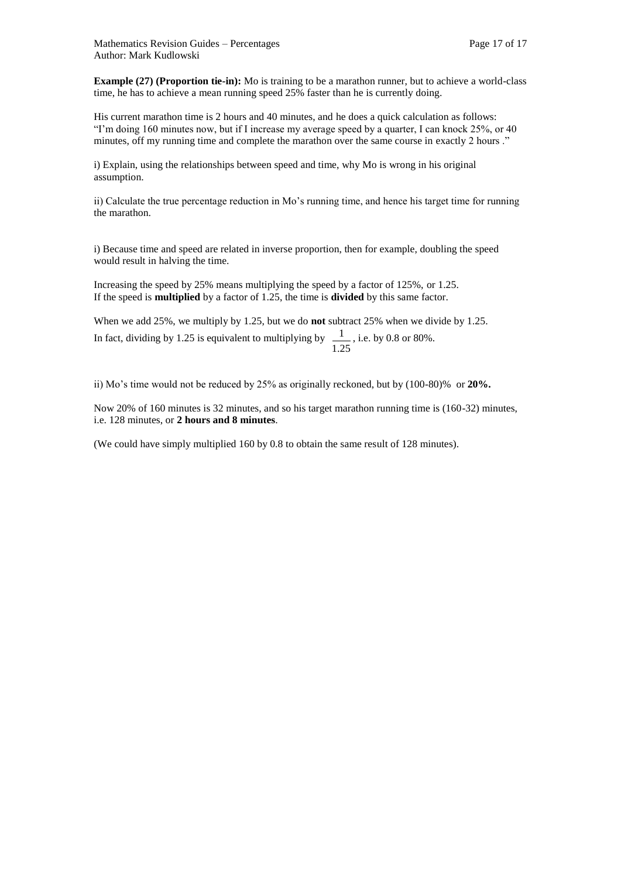**Example (27) (Proportion tie-in):** Mo is training to be a marathon runner, but to achieve a world-class time, he has to achieve a mean running speed 25% faster than he is currently doing.

His current marathon time is 2 hours and 40 minutes, and he does a quick calculation as follows: "I'm doing 160 minutes now, but if I increase my average speed by a quarter, I can knock 25%, or 40 minutes, off my running time and complete the marathon over the same course in exactly 2 hours ."

i) Explain, using the relationships between speed and time, why Mo is wrong in his original assumption.

ii) Calculate the true percentage reduction in Mo's running time, and hence his target time for running the marathon.

i) Because time and speed are related in inverse proportion, then for example, doubling the speed would result in halving the time.

Increasing the speed by 25% means multiplying the speed by a factor of 125%, or 1.25.
If the speed is **multiplied** by a factor of 1.25, the time is **divided** by this same factor.

When we add 25%, we multiply by 1.25, but we do **not** subtract 25% when we divide by 1.25.
In fact, dividing by 1.25 is equivalent to multiplying by $\frac{1}{1.25}$, i.e. by 0.8 or 80%.

ii) Mo's time would not be reduced by 25% as originally reckoned, but by (100-80)% or **20%.**

Now 20% of 160 minutes is 32 minutes, and so his target marathon running time is (160-32) minutes, i.e. 128 minutes, or **2 hours and 8 minutes**.

(We could have simply multiplied 160 by 0.8 to obtain the same result of 128 minutes).